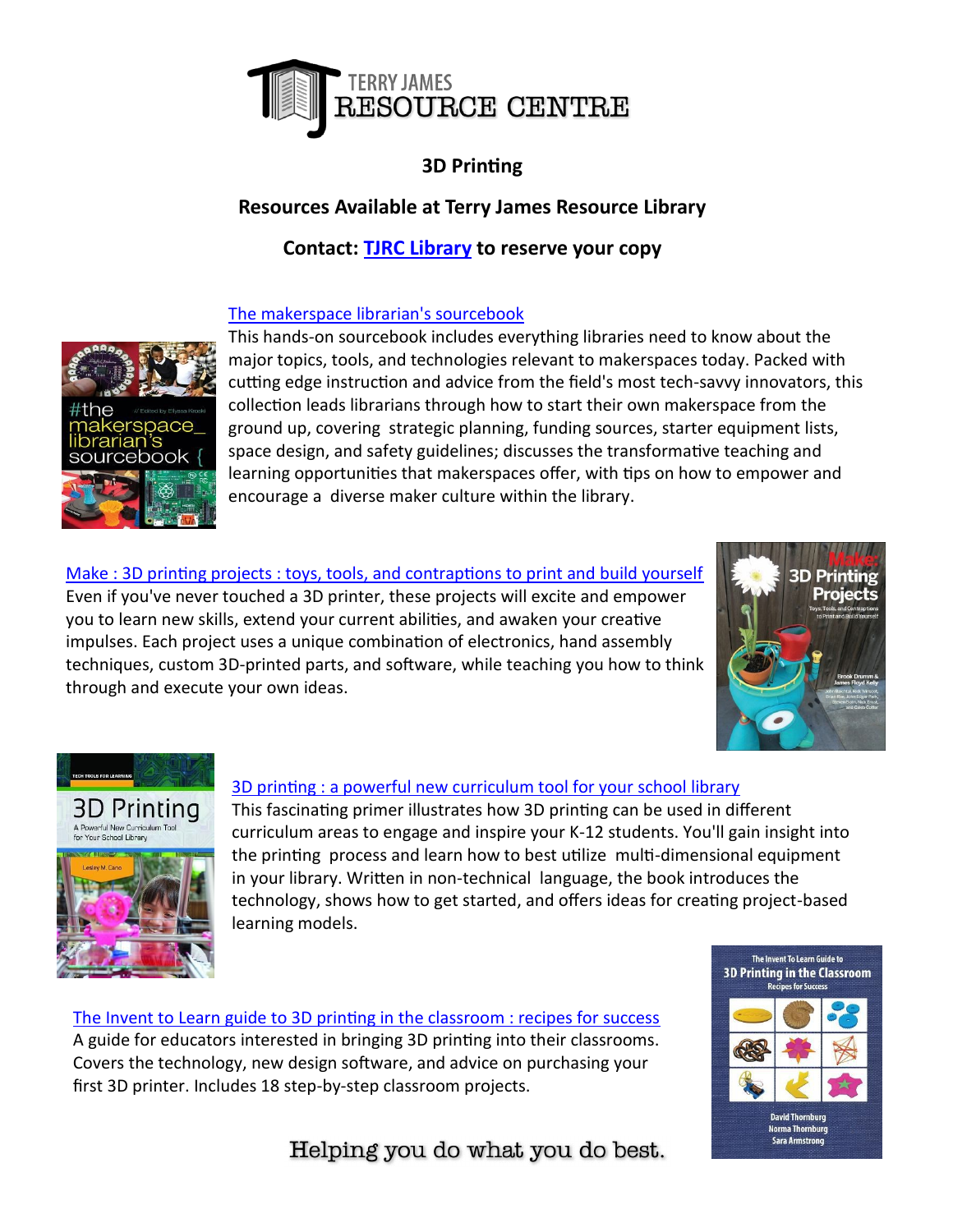# 3D Printing

## Resources Available at Terry James Resource Library

**Contact: TJRC Library to reserve your copy**

The makerspace librarian's sourcebook

This hands-on sourcebook includes everything libraries need to know about the major topics, tools, and technologies relevant to makerspaces today. Packed with cutting edge instruction and advice from the field's most tech-savvy innovators, this collection leads librarians through how to start their own makerspace from the ground up, covering strategic planning, funding sources, starter equipment lists, space design, and safety guidelines; discusses the transformative teaching and learning opportunities that makerspaces offer, with tips on how to empower and encourage a diverse maker culture within the library.

Make : 3D printing projects : toys, tools, and contraptions to print and build yourself

Even if you've never touched a 3D printer, these projects will excite and empower you to learn new skills, extend your current abilities, and awaken your creative impulses. Each project uses a unique combination of electronics, hand assembly techniques, custom 3D-printed parts, and software, while teaching you how to think through and execute your own ideas.

3D printing : a powerful new curriculum tool for your school library

This fascinating primer illustrates how 3D printing can be used in different curriculum areas to engage and inspire your K-12 students. You'll gain insight into the printing process and learn how to best utilize multi-dimensional equipment in your library. Written in non-technical language, the book introduces the technology, shows how to get started, and offers ideas for creating project-based learning models.

The Invent to Learn guide to 3D printing in the classroom : recipes for success

A guide for educators interested in bringing 3D printing into their classrooms. Covers the technology, new design software, and advice on purchasing your first 3D printer. Includes 18 step-by-step classroom projects.

Helping you do what you do best.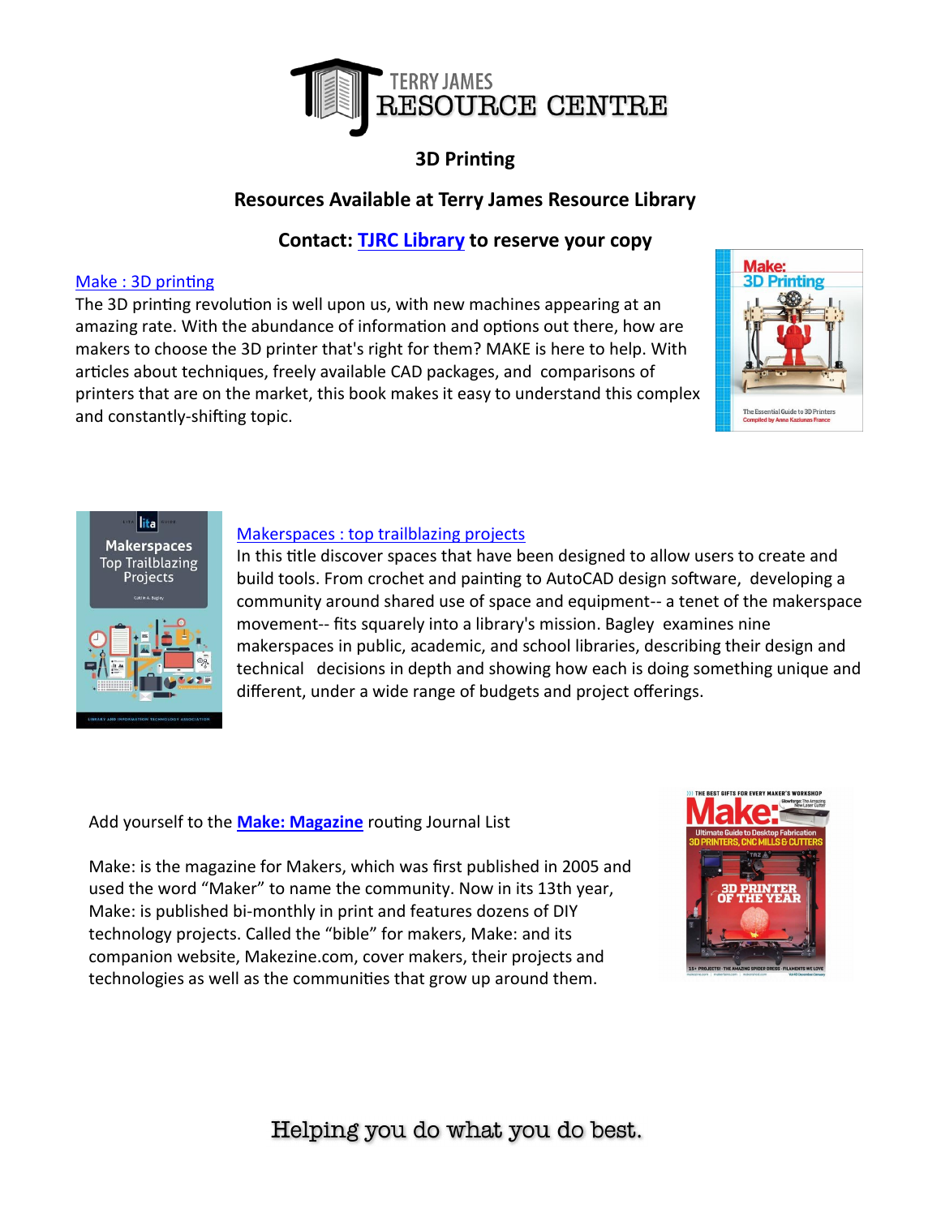TERRY JAMES RESOURCE CENTRE

# 3D Printing

## Resources Available at Terry James Resource Library

### Contact: TJRC Library to reserve your copy

Make : 3D printing

The 3D printing revolution is well upon us, with new machines appearing at an amazing rate. With the abundance of information and options out there, how are makers to choose the 3D printer that's right for them? MAKE is here to help. With articles about techniques, freely available CAD packages, and comparisons of printers that are on the market, this book makes it easy to understand this complex and constantly-shifting topic.

Makerspaces : top trailblazing projects

In this title discover spaces that have been designed to allow users to create and build tools. From crochet and painting to AutoCAD design software, developing a community around shared use of space and equipment-- a tenet of the makerspace movement-- fits squarely into a library's mission. Bagley examines nine makerspaces in public, academic, and school libraries, describing their design and technical decisions in depth and showing how each is doing something unique and different, under a wide range of budgets and project offerings.

Add yourself to the **Make: Magazine** routing Journal List

Make: is the magazine for Makers, which was first published in 2005 and used the word "Maker" to name the community. Now in its 13th year, Make: is published bi-monthly in print and features dozens of DIY technology projects. Called the "bible" for makers, Make: and its companion website, Makezine.com, cover makers, their projects and technologies as well as the communities that grow up around them.

Helping you do what you do best.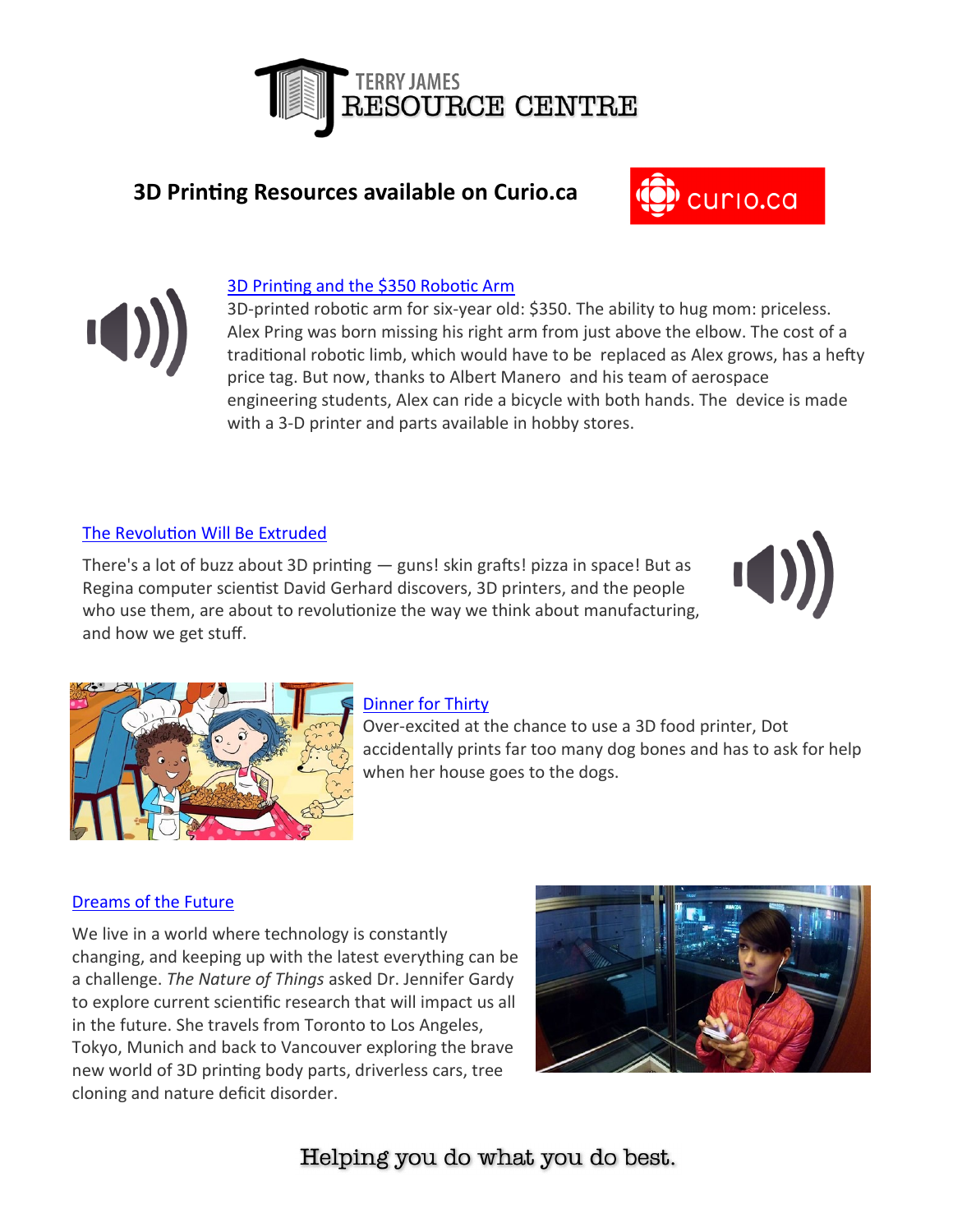# TERRY JAMES RESOURCE CENTRE

## 3D Printing Resources available on Curio.ca

### [3D Printing and the $350 Robotic Arm]

3D-printed robotic arm for six-year old: $350. The ability to hug mom: priceless. Alex Pring was born missing his right arm from just above the elbow. The cost of a traditional robotic limb, which would have to be replaced as Alex grows, has a hefty price tag. But now, thanks to Albert Manero and his team of aerospace engineering students, Alex can ride a bicycle with both hands. The device is made with a 3-D printer and parts available in hobby stores.

### [The Revolution Will Be Extruded]

There's a lot of buzz about 3D printing — guns! skin grafts! pizza in space! But as Regina computer scientist David Gerhard discovers, 3D printers, and the people who use them, are about to revolutionize the way we think about manufacturing, and how we get stuff.

### [Dinner for Thirty]

Over-excited at the chance to use a 3D food printer, Dot accidentally prints far too many dog bones and has to ask for help when her house goes to the dogs.

### [Dreams of the Future]

We live in a world where technology is constantly changing, and keeping up with the latest everything can be a challenge. *The Nature of Things* asked Dr. Jennifer Gardy to explore current scientific research that will impact us all in the future. She travels from Toronto to Los Angeles, Tokyo, Munich and back to Vancouver exploring the brave new world of 3D printing body parts, driverless cars, tree cloning and nature deficit disorder.

Helping you do what you do best.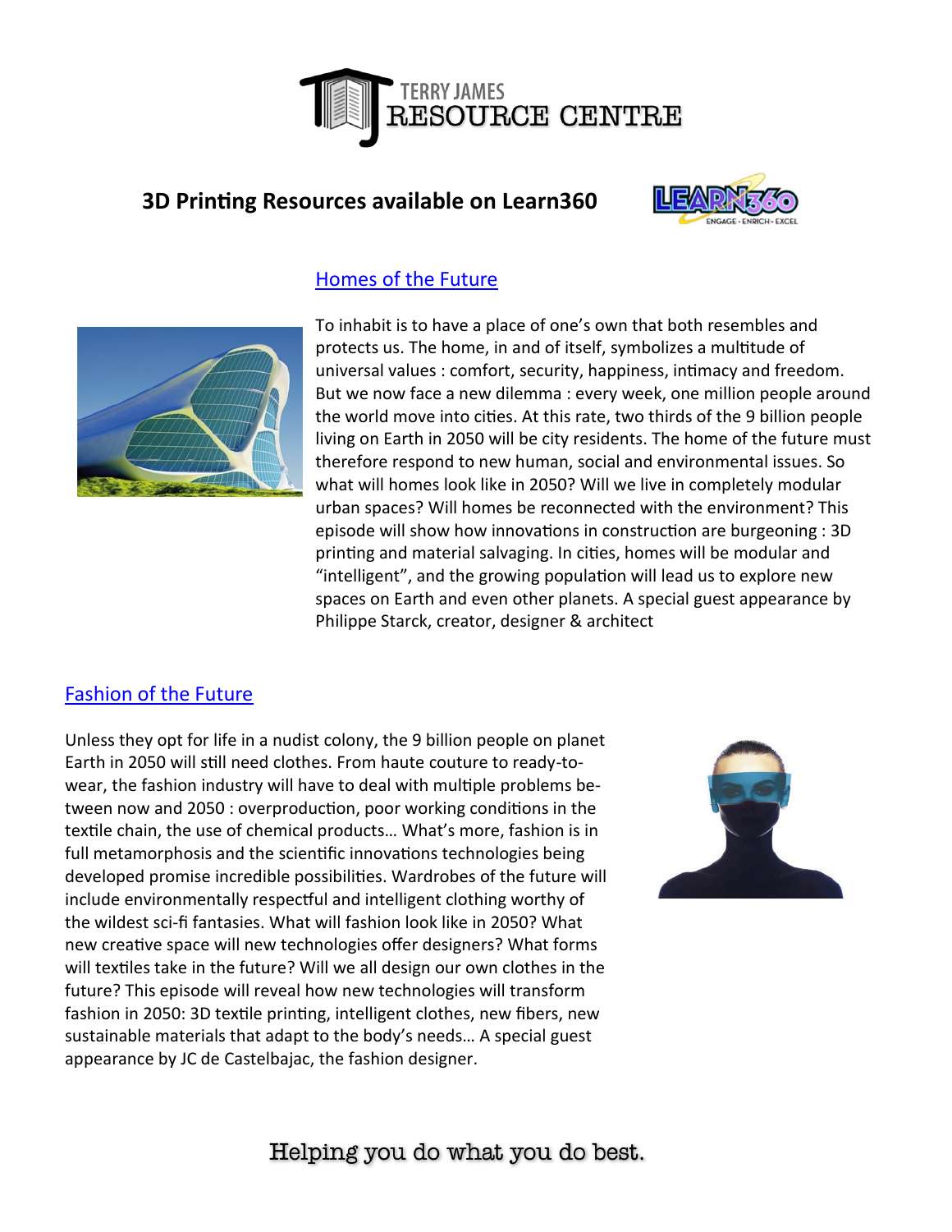TERRY JAMES RESOURCE CENTRE

## 3D Printing Resources available on Learn360

### [Homes of the Future]

To inhabit is to have a place of one's own that both resembles and protects us. The home, in and of itself, symbolizes a multitude of universal values : comfort, security, happiness, intimacy and freedom. But we now face a new dilemma : every week, one million people around the world move into cities. At this rate, two thirds of the 9 billion people living on Earth in 2050 will be city residents. The home of the future must therefore respond to new human, social and environmental issues. So what will homes look like in 2050? Will we live in completely modular urban spaces? Will homes be reconnected with the environment? This episode will show how innovations in construction are burgeoning : 3D printing and material salvaging. In cities, homes will be modular and "intelligent", and the growing population will lead us to explore new spaces on Earth and even other planets. A special guest appearance by Philippe Starck, creator, designer & architect

### [Fashion of the Future]

Unless they opt for life in a nudist colony, the 9 billion people on planet Earth in 2050 will still need clothes. From haute couture to ready-to-wear, the fashion industry will have to deal with multiple problems between now and 2050 : overproduction, poor working conditions in the textile chain, the use of chemical products… What's more, fashion is in full metamorphosis and the scientific innovations technologies being developed promise incredible possibilities. Wardrobes of the future will include environmentally respectful and intelligent clothing worthy of the wildest sci-fi fantasies. What will fashion look like in 2050? What new creative space will new technologies offer designers? What forms will textiles take in the future? Will we all design our own clothes in the future? This episode will reveal how new technologies will transform fashion in 2050: 3D textile printing, intelligent clothes, new fibers, new sustainable materials that adapt to the body's needs… A special guest appearance by JC de Castelbajac, the fashion designer.

Helping you do what you do best.